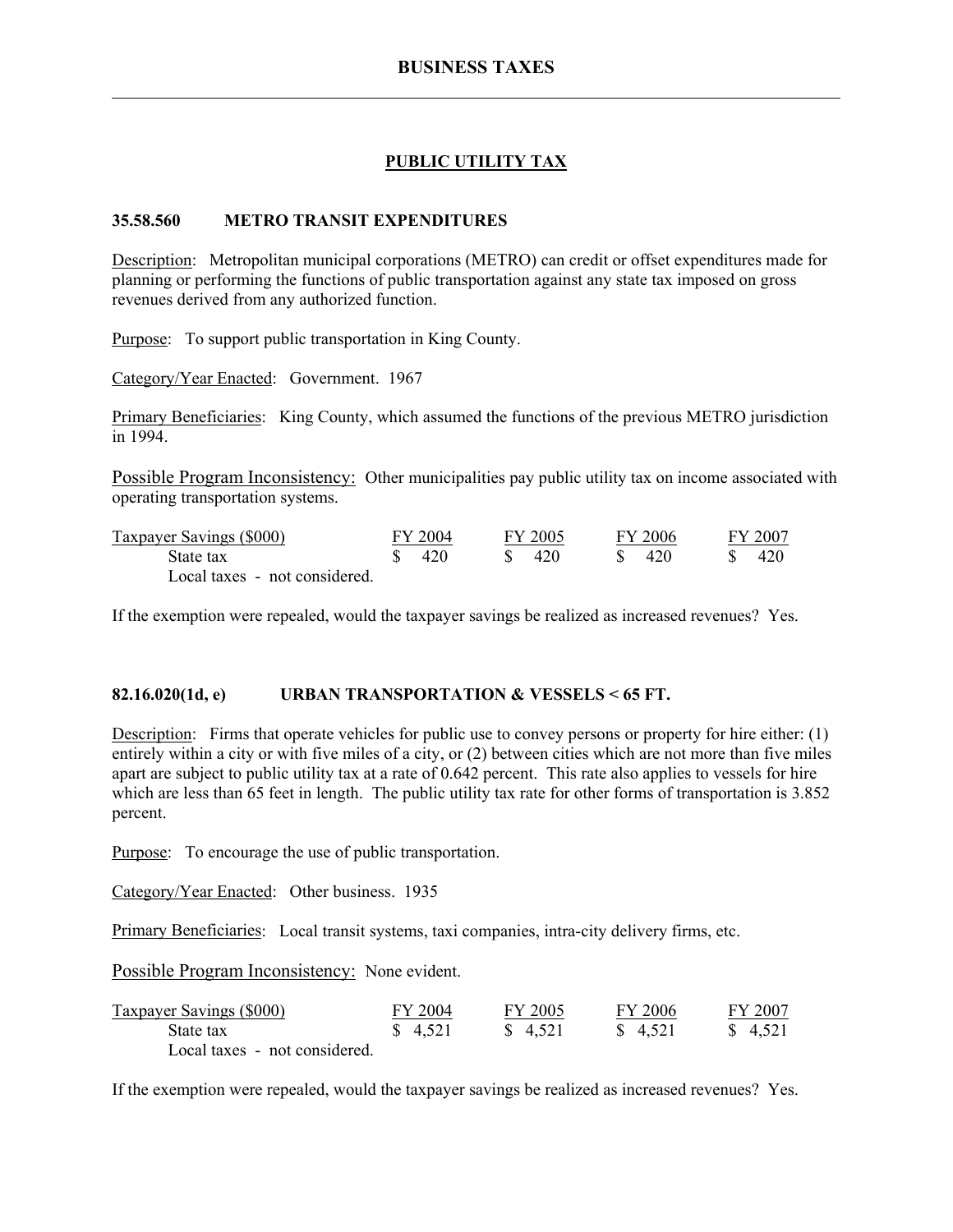# BUSINESS TAXES

## PUBLIC UTILITY TAX

### 35.58.560 METRO TRANSIT EXPENDITURES

Description: Metropolitan municipal corporations (METRO) can credit or offset expenditures made for planning or performing the functions of public transportation against any state tax imposed on gross revenues derived from any authorized function.

Purpose: To support public transportation in King County.

Category/Year Enacted: Government. 1967

Primary Beneficiaries: King County, which assumed the functions of the previous METRO jurisdiction in 1994.

Possible Program Inconsistency: Other municipalities pay public utility tax on income associated with operating transportation systems.

| Taxpayer Savings ($000) | FY 2004 | FY 2005 | FY 2006 | FY 2007 |
|---|---|---|---|---|
| State tax | $ 420 | $ 420 | $ 420 | $ 420 |
| Local taxes - not considered. | | | | |

If the exemption were repealed, would the taxpayer savings be realized as increased revenues? Yes.

### 82.16.020(1d, e) URBAN TRANSPORTATION & VESSELS < 65 FT.

Description: Firms that operate vehicles for public use to convey persons or property for hire either: (1) entirely within a city or with five miles of a city, or (2) between cities which are not more than five miles apart are subject to public utility tax at a rate of 0.642 percent. This rate also applies to vessels for hire which are less than 65 feet in length. The public utility tax rate for other forms of transportation is 3.852 percent.

Purpose: To encourage the use of public transportation.

Category/Year Enacted: Other business. 1935

Primary Beneficiaries: Local transit systems, taxi companies, intra-city delivery firms, etc.

Possible Program Inconsistency: None evident.

| Taxpayer Savings ($000) | FY 2004 | FY 2005 | FY 2006 | FY 2007 |
|---|---|---|---|---|
| State tax | $ 4,521 | $ 4,521 | $ 4,521 | $ 4,521 |
| Local taxes - not considered. | | | | |

If the exemption were repealed, would the taxpayer savings be realized as increased revenues? Yes.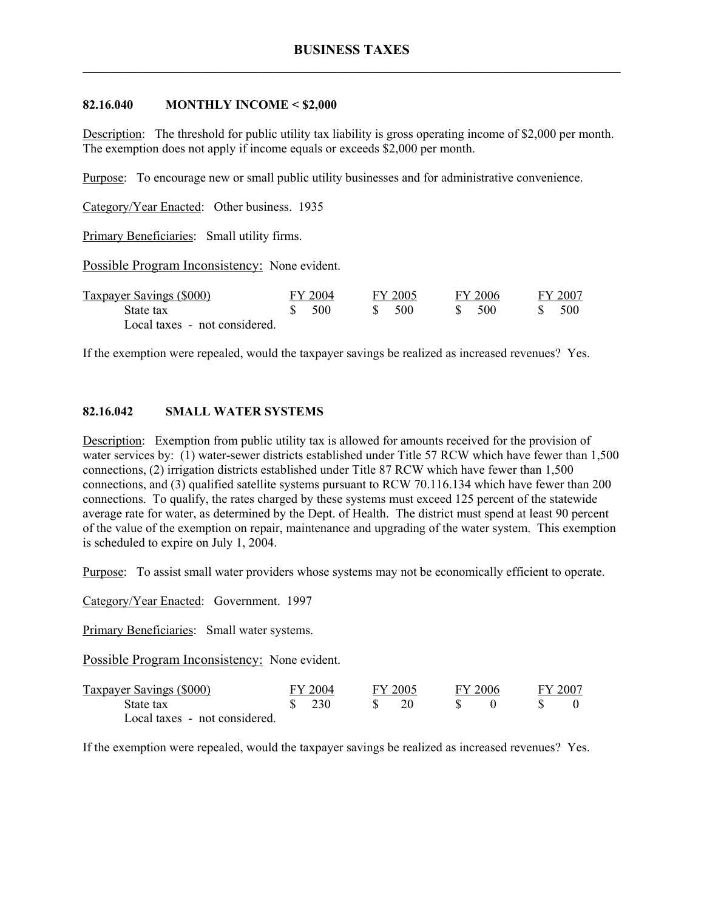### 82.16.040 MONTHLY INCOME < $2,000

Description: The threshold for public utility tax liability is gross operating income of $2,000 per month. The exemption does not apply if income equals or exceeds $2,000 per month.

Purpose: To encourage new or small public utility businesses and for administrative convenience.

Category/Year Enacted: Other business. 1935

Primary Beneficiaries: Small utility firms.

Possible Program Inconsistency: None evident.

| Taxpayer Savings ($000) | FY 2004 | FY 2005 | FY 2006 | FY 2007 |
|---|---|---|---|---|
| State tax | $ 500 | $ 500 | $ 500 | $ 500 |
| Local taxes - not considered. | | | | |

If the exemption were repealed, would the taxpayer savings be realized as increased revenues? Yes.

### 82.16.042 SMALL WATER SYSTEMS

Description: Exemption from public utility tax is allowed for amounts received for the provision of water services by: (1) water-sewer districts established under Title 57 RCW which have fewer than 1,500 connections, (2) irrigation districts established under Title 87 RCW which have fewer than 1,500 connections, and (3) qualified satellite systems pursuant to RCW 70.116.134 which have fewer than 200 connections. To qualify, the rates charged by these systems must exceed 125 percent of the statewide average rate for water, as determined by the Dept. of Health. The district must spend at least 90 percent of the value of the exemption on repair, maintenance and upgrading of the water system. This exemption is scheduled to expire on July 1, 2004.

Purpose: To assist small water providers whose systems may not be economically efficient to operate.

Category/Year Enacted: Government. 1997

Primary Beneficiaries: Small water systems.

Possible Program Inconsistency: None evident.

| Taxpayer Savings ($000) | FY 2004 | FY 2005 | FY 2006 | FY 2007 |
|---|---|---|---|---|
| State tax | $ 230 | $ 20 | $ 0 | $ 0 |
| Local taxes - not considered. | | | | |

If the exemption were repealed, would the taxpayer savings be realized as increased revenues? Yes.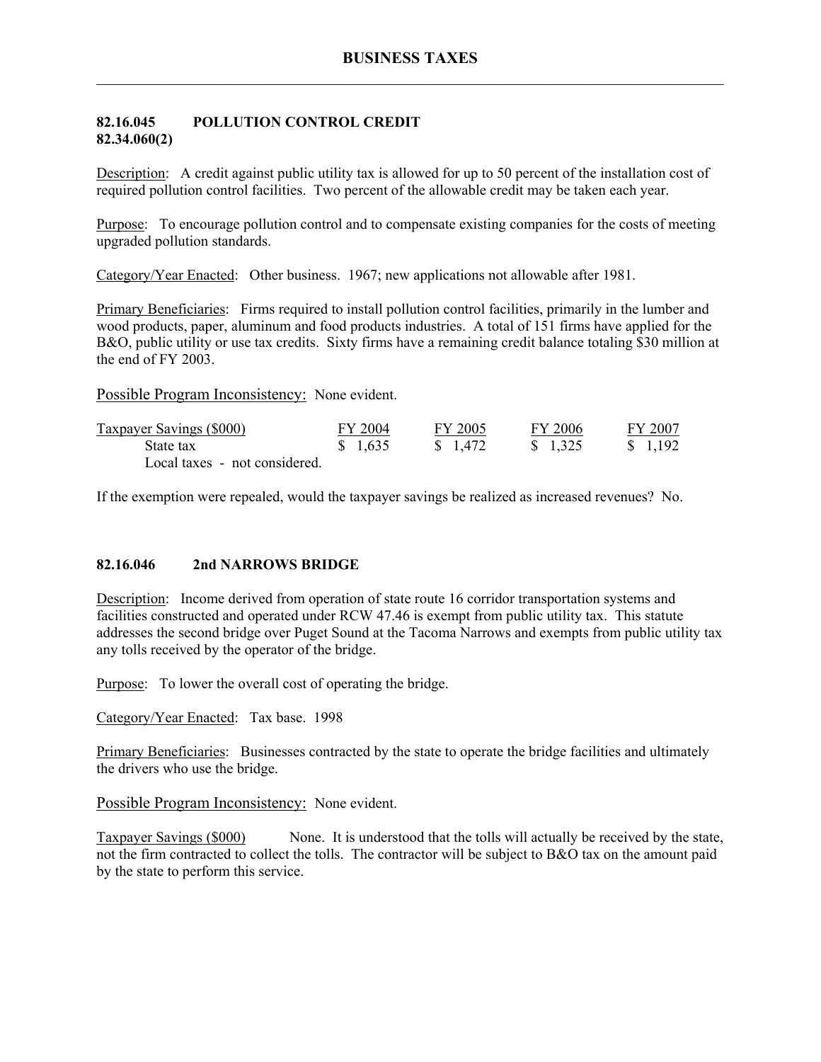### 82.16.045 POLLUTION CONTROL CREDIT
### 82.34.060(2)

Description: A credit against public utility tax is allowed for up to 50 percent of the installation cost of required pollution control facilities. Two percent of the allowable credit may be taken each year.

Purpose: To encourage pollution control and to compensate existing companies for the costs of meeting upgraded pollution standards.

Category/Year Enacted: Other business. 1967; new applications not allowable after 1981.

Primary Beneficiaries: Firms required to install pollution control facilities, primarily in the lumber and wood products, paper, aluminum and food products industries. A total of 151 firms have applied for the B&O, public utility or use tax credits. Sixty firms have a remaining credit balance totaling $30 million at the end of FY 2003.

Possible Program Inconsistency: None evident.

| Taxpayer Savings ($000) | FY 2004 | FY 2005 | FY 2006 | FY 2007 |
|---|---|---|---|---|
| State tax | $ 1,635 | $ 1,472 | $ 1,325 | $ 1,192 |
| Local taxes - not considered. | | | | |

If the exemption were repealed, would the taxpayer savings be realized as increased revenues? No.

### 82.16.046 2nd NARROWS BRIDGE

Description: Income derived from operation of state route 16 corridor transportation systems and facilities constructed and operated under RCW 47.46 is exempt from public utility tax. This statute addresses the second bridge over Puget Sound at the Tacoma Narrows and exempts from public utility tax any tolls received by the operator of the bridge.

Purpose: To lower the overall cost of operating the bridge.

Category/Year Enacted: Tax base. 1998

Primary Beneficiaries: Businesses contracted by the state to operate the bridge facilities and ultimately the drivers who use the bridge.

Possible Program Inconsistency: None evident.

Taxpayer Savings ($000) None. It is understood that the tolls will actually be received by the state, not the firm contracted to collect the tolls. The contractor will be subject to B&O tax on the amount paid by the state to perform this service.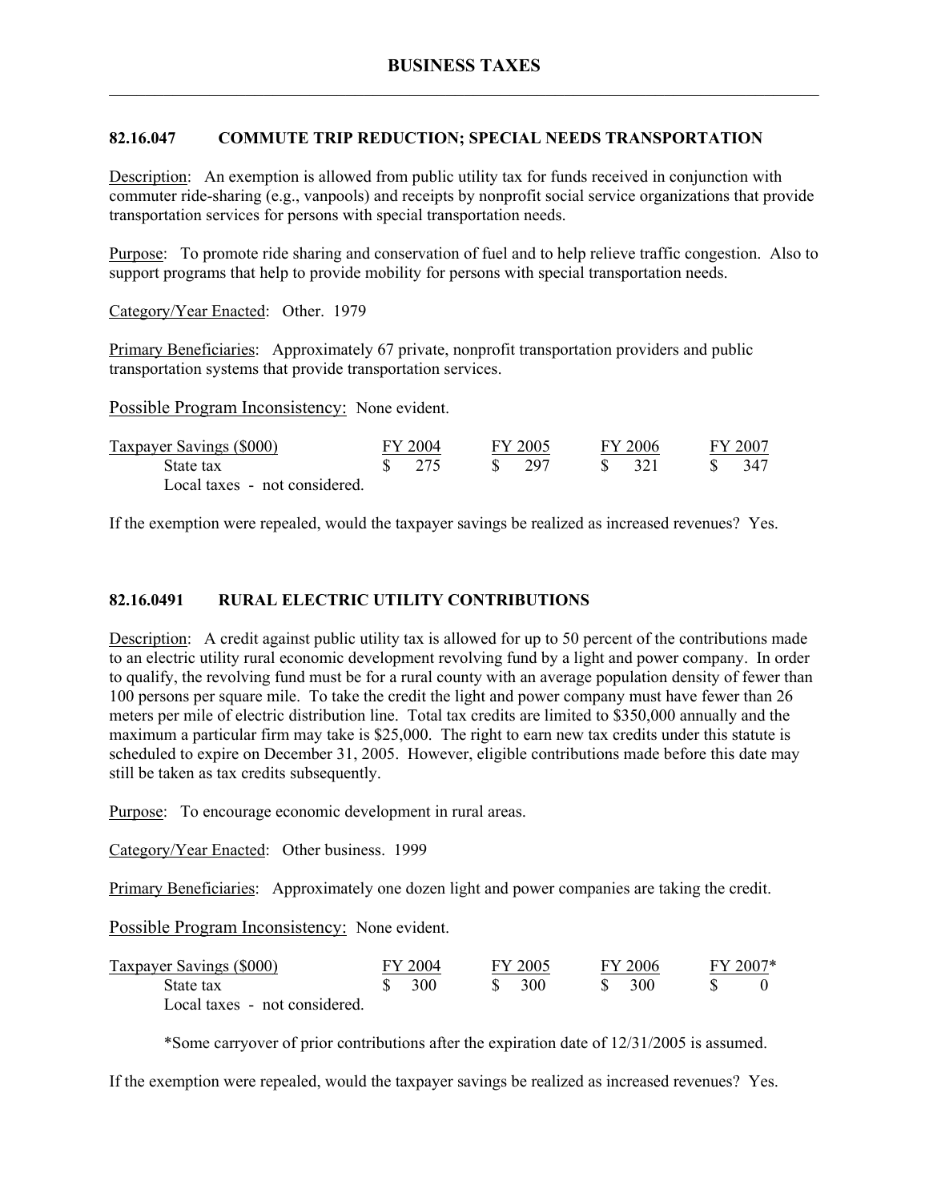## 82.16.047 COMMUTE TRIP REDUCTION; SPECIAL NEEDS TRANSPORTATION

Description: An exemption is allowed from public utility tax for funds received in conjunction with commuter ride-sharing (e.g., vanpools) and receipts by nonprofit social service organizations that provide transportation services for persons with special transportation needs.

Purpose: To promote ride sharing and conservation of fuel and to help relieve traffic congestion. Also to support programs that help to provide mobility for persons with special transportation needs.

Category/Year Enacted: Other. 1979

Primary Beneficiaries: Approximately 67 private, nonprofit transportation providers and public transportation systems that provide transportation services.

Possible Program Inconsistency: None evident.

| Taxpayer Savings ($000) | FY 2004 | FY 2005 | FY 2006 | FY 2007 |
|---|---|---|---|---|
| State tax | $ 275 | $ 297 | $ 321 | $ 347 |
| Local taxes - not considered. | | | | |

If the exemption were repealed, would the taxpayer savings be realized as increased revenues? Yes.

## 82.16.0491 RURAL ELECTRIC UTILITY CONTRIBUTIONS

Description: A credit against public utility tax is allowed for up to 50 percent of the contributions made to an electric utility rural economic development revolving fund by a light and power company. In order to qualify, the revolving fund must be for a rural county with an average population density of fewer than 100 persons per square mile. To take the credit the light and power company must have fewer than 26 meters per mile of electric distribution line. Total tax credits are limited to $350,000 annually and the maximum a particular firm may take is $25,000. The right to earn new tax credits under this statute is scheduled to expire on December 31, 2005. However, eligible contributions made before this date may still be taken as tax credits subsequently.

Purpose: To encourage economic development in rural areas.

Category/Year Enacted: Other business. 1999

Primary Beneficiaries: Approximately one dozen light and power companies are taking the credit.

Possible Program Inconsistency: None evident.

| Taxpayer Savings ($000) | FY 2004 | FY 2005 | FY 2006 | FY 2007* |
|---|---|---|---|---|
| State tax | $ 300 | $ 300 | $ 300 | $ 0 |
| Local taxes - not considered. | | | | |

*Some carryover of prior contributions after the expiration date of 12/31/2005 is assumed.

If the exemption were repealed, would the taxpayer savings be realized as increased revenues? Yes.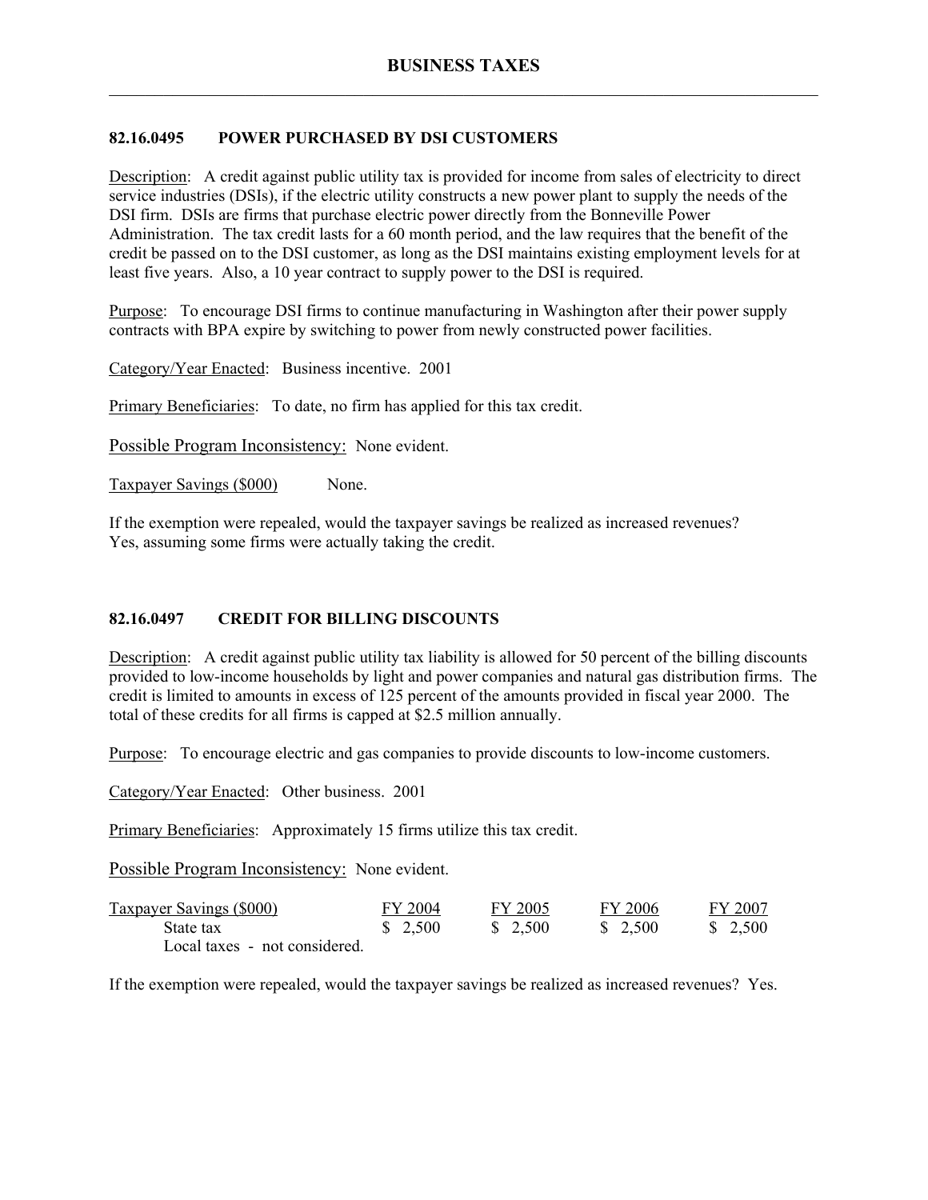### 82.16.0495 POWER PURCHASED BY DSI CUSTOMERS

Description: A credit against public utility tax is provided for income from sales of electricity to direct service industries (DSIs), if the electric utility constructs a new power plant to supply the needs of the DSI firm. DSIs are firms that purchase electric power directly from the Bonneville Power Administration. The tax credit lasts for a 60 month period, and the law requires that the benefit of the credit be passed on to the DSI customer, as long as the DSI maintains existing employment levels for at least five years. Also, a 10 year contract to supply power to the DSI is required.

Purpose: To encourage DSI firms to continue manufacturing in Washington after their power supply contracts with BPA expire by switching to power from newly constructed power facilities.

Category/Year Enacted: Business incentive. 2001

Primary Beneficiaries: To date, no firm has applied for this tax credit.

Possible Program Inconsistency: None evident.

Taxpayer Savings ($000) None.

If the exemption were repealed, would the taxpayer savings be realized as increased revenues? Yes, assuming some firms were actually taking the credit.

### 82.16.0497 CREDIT FOR BILLING DISCOUNTS

Description: A credit against public utility tax liability is allowed for 50 percent of the billing discounts provided to low-income households by light and power companies and natural gas distribution firms. The credit is limited to amounts in excess of 125 percent of the amounts provided in fiscal year 2000. The total of these credits for all firms is capped at $2.5 million annually.

Purpose: To encourage electric and gas companies to provide discounts to low-income customers.

Category/Year Enacted: Other business. 2001

Primary Beneficiaries: Approximately 15 firms utilize this tax credit.

Possible Program Inconsistency: None evident.

| Taxpayer Savings ($000) | FY 2004 | FY 2005 | FY 2006 | FY 2007 |
|---|---|---|---|---|
| State tax | $ 2,500 | $ 2,500 | $ 2,500 | $ 2,500 |
| Local taxes - not considered. | | | | |

If the exemption were repealed, would the taxpayer savings be realized as increased revenues? Yes.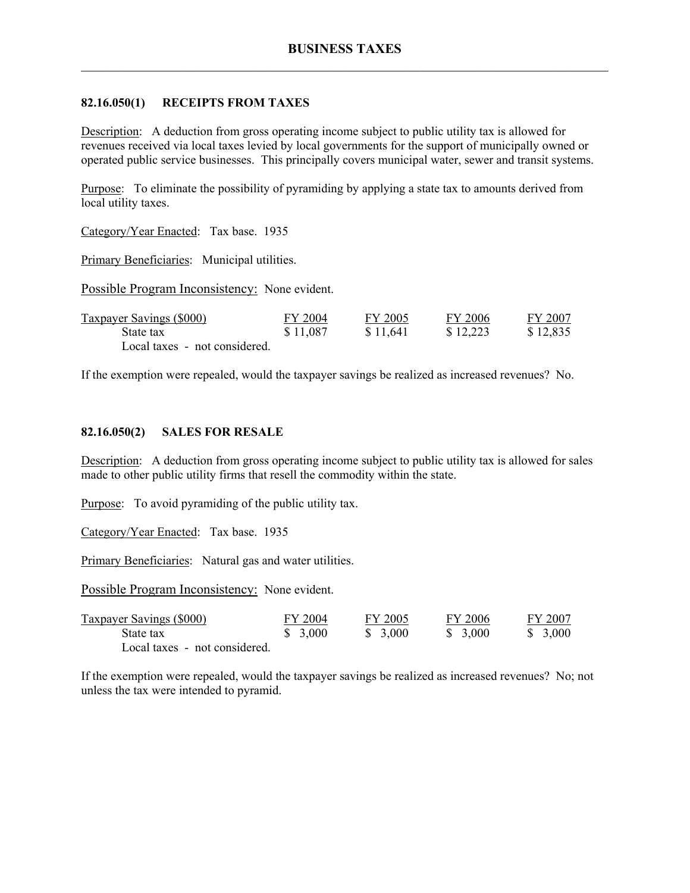## 82.16.050(1) RECEIPTS FROM TAXES

Description: A deduction from gross operating income subject to public utility tax is allowed for revenues received via local taxes levied by local governments for the support of municipally owned or operated public service businesses. This principally covers municipal water, sewer and transit systems.

Purpose: To eliminate the possibility of pyramiding by applying a state tax to amounts derived from local utility taxes.

Category/Year Enacted: Tax base. 1935

Primary Beneficiaries: Municipal utilities.

Possible Program Inconsistency: None evident.

| Taxpayer Savings ($000) | FY 2004 | FY 2005 | FY 2006 | FY 2007 |
|---|---|---|---|---|
| State tax | $ 11,087 | $ 11,641 | $ 12,223 | $ 12,835 |
| Local taxes - not considered. | | | | |

If the exemption were repealed, would the taxpayer savings be realized as increased revenues? No.

## 82.16.050(2) SALES FOR RESALE

Description: A deduction from gross operating income subject to public utility tax is allowed for sales made to other public utility firms that resell the commodity within the state.

Purpose: To avoid pyramiding of the public utility tax.

Category/Year Enacted: Tax base. 1935

Primary Beneficiaries: Natural gas and water utilities.

Possible Program Inconsistency: None evident.

| Taxpayer Savings ($000) | FY 2004 | FY 2005 | FY 2006 | FY 2007 |
|---|---|---|---|---|
| State tax | $ 3,000 | $ 3,000 | $ 3,000 | $ 3,000 |
| Local taxes - not considered. | | | | |

If the exemption were repealed, would the taxpayer savings be realized as increased revenues? No; not unless the tax were intended to pyramid.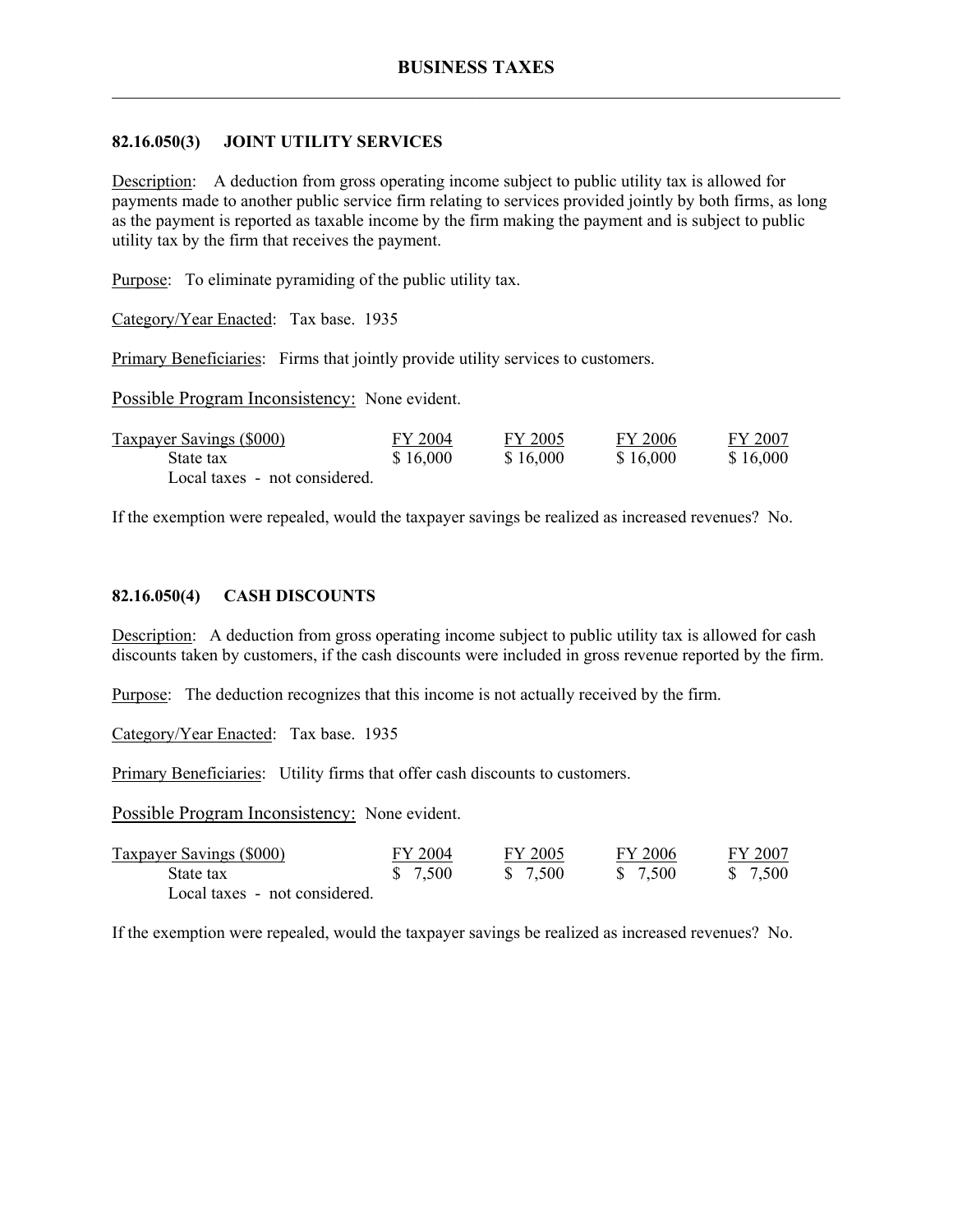### 82.16.050(3) JOINT UTILITY SERVICES

Description: A deduction from gross operating income subject to public utility tax is allowed for payments made to another public service firm relating to services provided jointly by both firms, as long as the payment is reported as taxable income by the firm making the payment and is subject to public utility tax by the firm that receives the payment.

Purpose: To eliminate pyramiding of the public utility tax.

Category/Year Enacted: Tax base. 1935

Primary Beneficiaries: Firms that jointly provide utility services to customers.

Possible Program Inconsistency: None evident.

| Taxpayer Savings ($000) | FY 2004 | FY 2005 | FY 2006 | FY 2007 |
|---|---|---|---|---|
| State tax | $ 16,000 | $ 16,000 | $ 16,000 | $ 16,000 |
| Local taxes - not considered. | | | | |

If the exemption were repealed, would the taxpayer savings be realized as increased revenues? No.

### 82.16.050(4) CASH DISCOUNTS

Description: A deduction from gross operating income subject to public utility tax is allowed for cash discounts taken by customers, if the cash discounts were included in gross revenue reported by the firm.

Purpose: The deduction recognizes that this income is not actually received by the firm.

Category/Year Enacted: Tax base. 1935

Primary Beneficiaries: Utility firms that offer cash discounts to customers.

Possible Program Inconsistency: None evident.

| Taxpayer Savings ($000) | FY 2004 | FY 2005 | FY 2006 | FY 2007 |
|---|---|---|---|---|
| State tax | $ 7,500 | $ 7,500 | $ 7,500 | $ 7,500 |
| Local taxes - not considered. | | | | |

If the exemption were repealed, would the taxpayer savings be realized as increased revenues? No.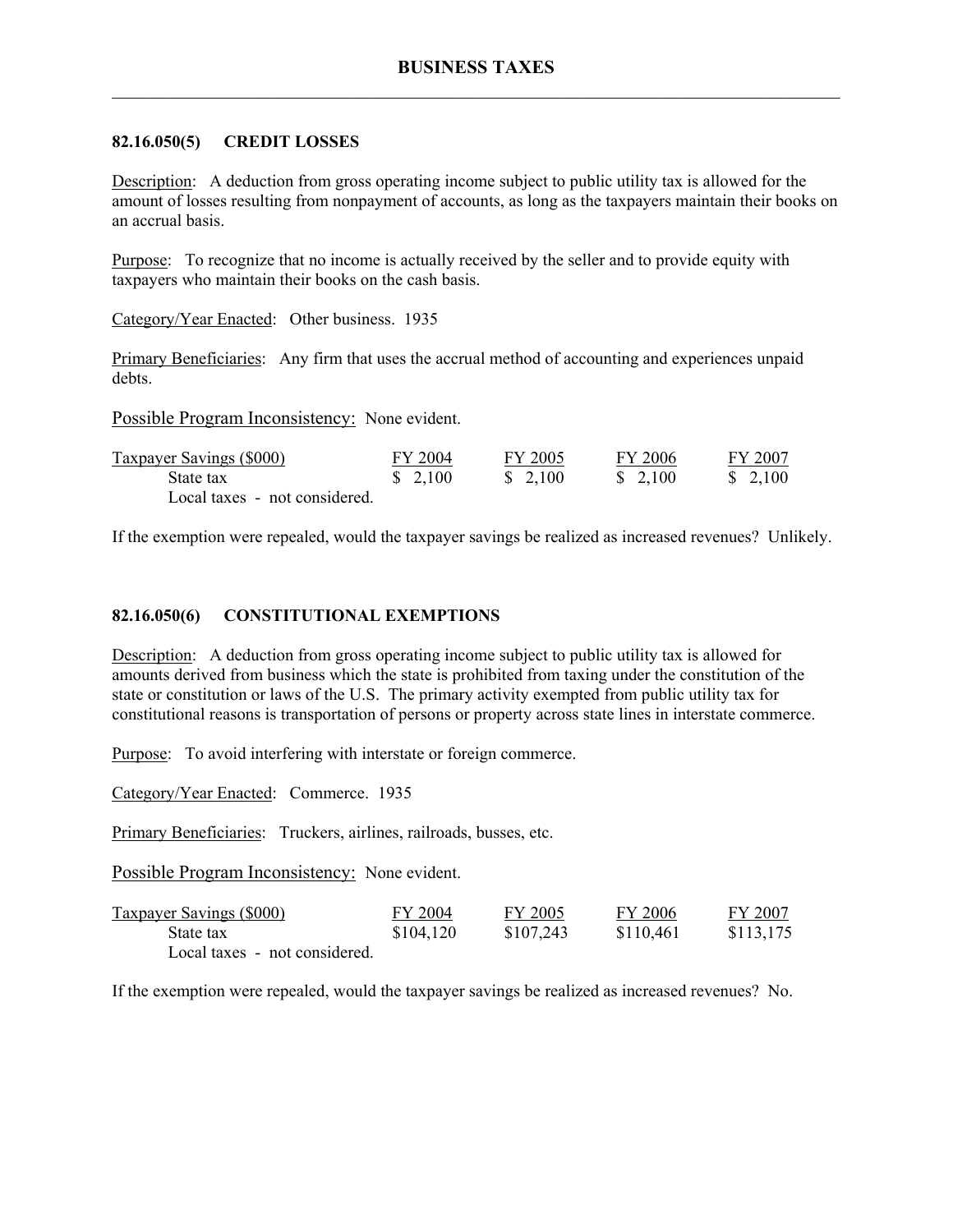## 82.16.050(5) CREDIT LOSSES

Description: A deduction from gross operating income subject to public utility tax is allowed for the amount of losses resulting from nonpayment of accounts, as long as the taxpayers maintain their books on an accrual basis.

Purpose: To recognize that no income is actually received by the seller and to provide equity with taxpayers who maintain their books on the cash basis.

Category/Year Enacted: Other business. 1935

Primary Beneficiaries: Any firm that uses the accrual method of accounting and experiences unpaid debts.

Possible Program Inconsistency: None evident.

| Taxpayer Savings ($000) | FY 2004 | FY 2005 | FY 2006 | FY 2007 |
|---|---|---|---|---|
| State tax | $ 2,100 | $ 2,100 | $ 2,100 | $ 2,100 |
| Local taxes - not considered. | | | | |

If the exemption were repealed, would the taxpayer savings be realized as increased revenues? Unlikely.

## 82.16.050(6) CONSTITUTIONAL EXEMPTIONS

Description: A deduction from gross operating income subject to public utility tax is allowed for amounts derived from business which the state is prohibited from taxing under the constitution of the state or constitution or laws of the U.S. The primary activity exempted from public utility tax for constitutional reasons is transportation of persons or property across state lines in interstate commerce.

Purpose: To avoid interfering with interstate or foreign commerce.

Category/Year Enacted: Commerce. 1935

Primary Beneficiaries: Truckers, airlines, railroads, busses, etc.

Possible Program Inconsistency: None evident.

| Taxpayer Savings ($000) | FY 2004 | FY 2005 | FY 2006 | FY 2007 |
|---|---|---|---|---|
| State tax | $104,120 | $107,243 | $110,461 | $113,175 |
| Local taxes - not considered. | | | | |

If the exemption were repealed, would the taxpayer savings be realized as increased revenues? No.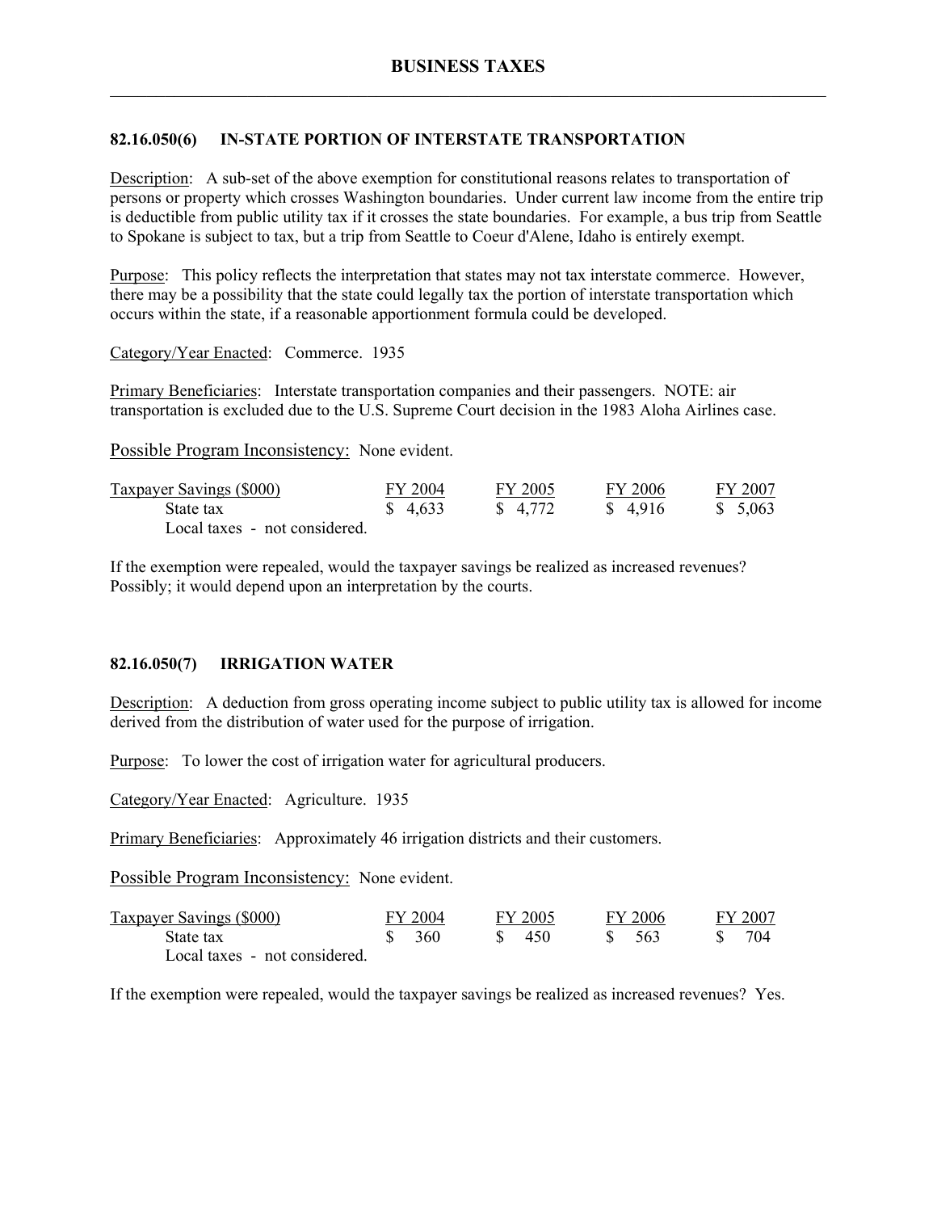### 82.16.050(6) IN-STATE PORTION OF INTERSTATE TRANSPORTATION

Description: A sub-set of the above exemption for constitutional reasons relates to transportation of persons or property which crosses Washington boundaries. Under current law income from the entire trip is deductible from public utility tax if it crosses the state boundaries. For example, a bus trip from Seattle to Spokane is subject to tax, but a trip from Seattle to Coeur d'Alene, Idaho is entirely exempt.

Purpose: This policy reflects the interpretation that states may not tax interstate commerce. However, there may be a possibility that the state could legally tax the portion of interstate transportation which occurs within the state, if a reasonable apportionment formula could be developed.

Category/Year Enacted: Commerce. 1935

Primary Beneficiaries: Interstate transportation companies and their passengers. NOTE: air transportation is excluded due to the U.S. Supreme Court decision in the 1983 Aloha Airlines case.

Possible Program Inconsistency: None evident.

| Taxpayer Savings ($000) | FY 2004 | FY 2005 | FY 2006 | FY 2007 |
|---|---|---|---|---|
| State tax | $ 4,633 | $ 4,772 | $ 4,916 | $ 5,063 |
| Local taxes - not considered. | | | | |

If the exemption were repealed, would the taxpayer savings be realized as increased revenues? Possibly; it would depend upon an interpretation by the courts.

### 82.16.050(7) IRRIGATION WATER

Description: A deduction from gross operating income subject to public utility tax is allowed for income derived from the distribution of water used for the purpose of irrigation.

Purpose: To lower the cost of irrigation water for agricultural producers.

Category/Year Enacted: Agriculture. 1935

Primary Beneficiaries: Approximately 46 irrigation districts and their customers.

Possible Program Inconsistency: None evident.

| Taxpayer Savings ($000) | FY 2004 | FY 2005 | FY 2006 | FY 2007 |
|---|---|---|---|---|
| State tax | $ 360 | $ 450 | $ 563 | $ 704 |
| Local taxes - not considered. | | | | |

If the exemption were repealed, would the taxpayer savings be realized as increased revenues? Yes.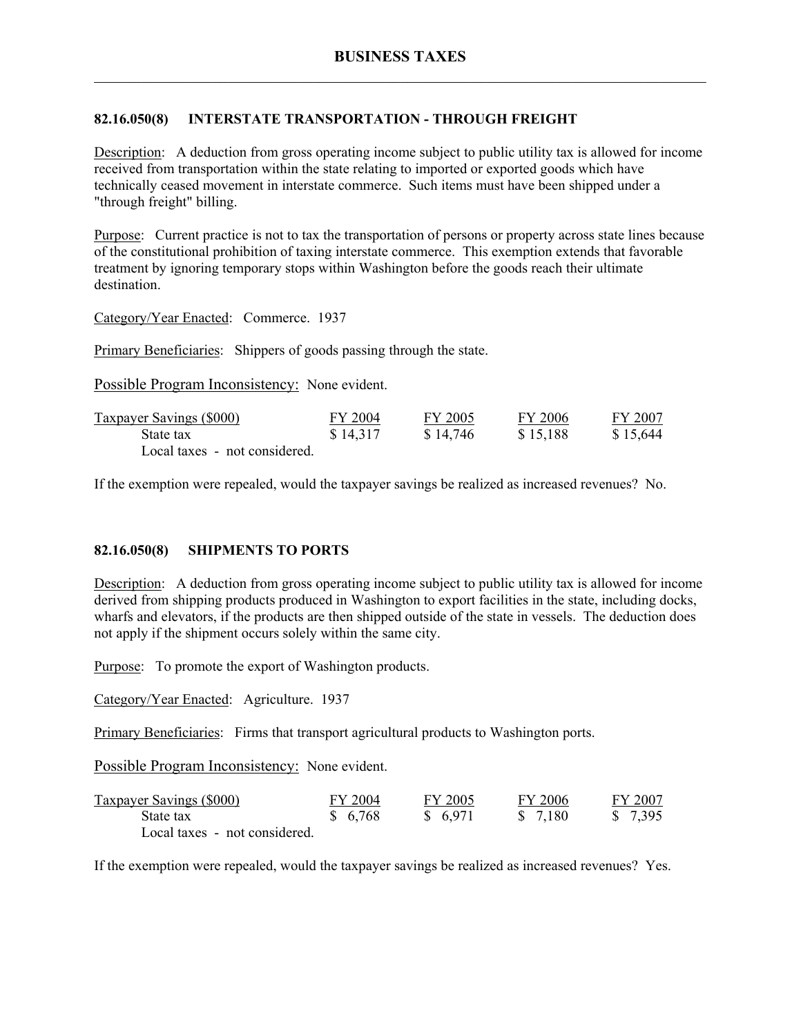## 82.16.050(8) INTERSTATE TRANSPORTATION - THROUGH FREIGHT

Description: A deduction from gross operating income subject to public utility tax is allowed for income received from transportation within the state relating to imported or exported goods which have technically ceased movement in interstate commerce. Such items must have been shipped under a "through freight" billing.

Purpose: Current practice is not to tax the transportation of persons or property across state lines because of the constitutional prohibition of taxing interstate commerce. This exemption extends that favorable treatment by ignoring temporary stops within Washington before the goods reach their ultimate destination.

Category/Year Enacted: Commerce. 1937

Primary Beneficiaries: Shippers of goods passing through the state.

Possible Program Inconsistency: None evident.

| Taxpayer Savings ($000) | FY 2004 | FY 2005 | FY 2006 | FY 2007 |
|---|---|---|---|---|
| State tax | $ 14,317 | $ 14,746 | $ 15,188 | $ 15,644 |
| Local taxes - not considered. | | | | |

If the exemption were repealed, would the taxpayer savings be realized as increased revenues? No.

## 82.16.050(8) SHIPMENTS TO PORTS

Description: A deduction from gross operating income subject to public utility tax is allowed for income derived from shipping products produced in Washington to export facilities in the state, including docks, wharfs and elevators, if the products are then shipped outside of the state in vessels. The deduction does not apply if the shipment occurs solely within the same city.

Purpose: To promote the export of Washington products.

Category/Year Enacted: Agriculture. 1937

Primary Beneficiaries: Firms that transport agricultural products to Washington ports.

Possible Program Inconsistency: None evident.

| Taxpayer Savings ($000) | FY 2004 | FY 2005 | FY 2006 | FY 2007 |
|---|---|---|---|---|
| State tax | $ 6,768 | $ 6,971 | $ 7,180 | $ 7,395 |
| Local taxes - not considered. | | | | |

If the exemption were repealed, would the taxpayer savings be realized as increased revenues? Yes.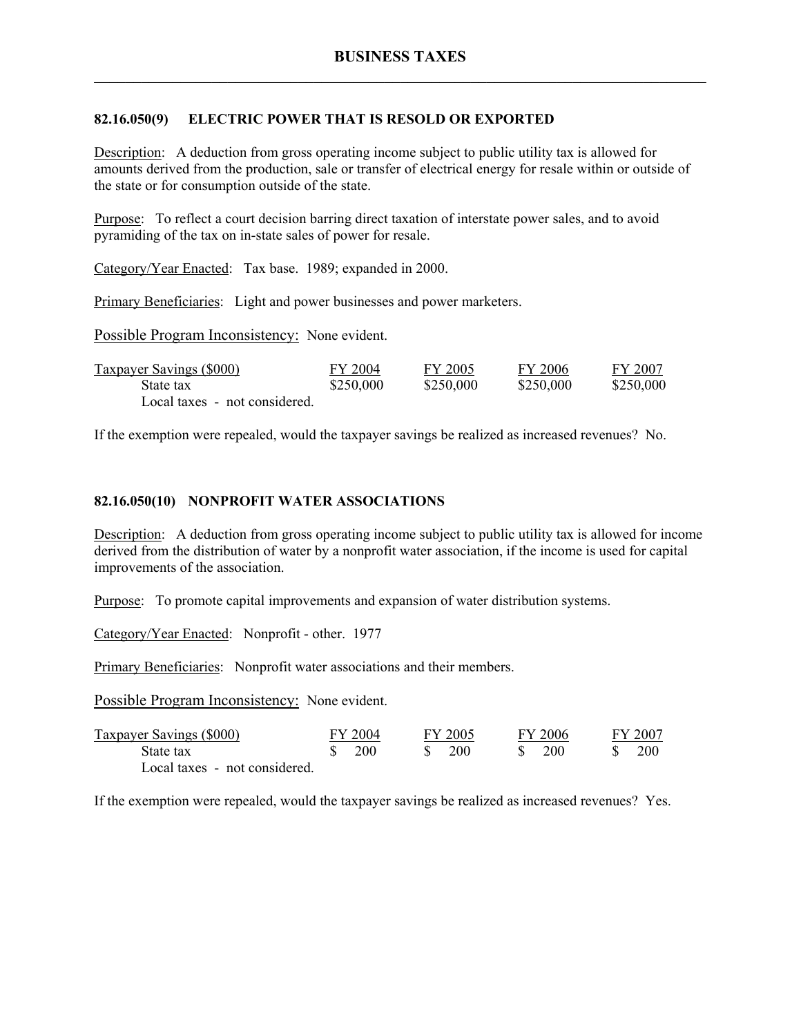## 82.16.050(9) ELECTRIC POWER THAT IS RESOLD OR EXPORTED

Description: A deduction from gross operating income subject to public utility tax is allowed for amounts derived from the production, sale or transfer of electrical energy for resale within or outside of the state or for consumption outside of the state.

Purpose: To reflect a court decision barring direct taxation of interstate power sales, and to avoid pyramiding of the tax on in-state sales of power for resale.

Category/Year Enacted: Tax base. 1989; expanded in 2000.

Primary Beneficiaries: Light and power businesses and power marketers.

Possible Program Inconsistency: None evident.

| Taxpayer Savings ($000) | FY 2004 | FY 2005 | FY 2006 | FY 2007 |
|---|---|---|---|---|
| State tax | $250,000 | $250,000 | $250,000 | $250,000 |
| Local taxes - not considered. | | | | |

If the exemption were repealed, would the taxpayer savings be realized as increased revenues? No.

## 82.16.050(10) NONPROFIT WATER ASSOCIATIONS

Description: A deduction from gross operating income subject to public utility tax is allowed for income derived from the distribution of water by a nonprofit water association, if the income is used for capital improvements of the association.

Purpose: To promote capital improvements and expansion of water distribution systems.

Category/Year Enacted: Nonprofit - other. 1977

Primary Beneficiaries: Nonprofit water associations and their members.

Possible Program Inconsistency: None evident.

| Taxpayer Savings ($000) | FY 2004 | FY 2005 | FY 2006 | FY 2007 |
|---|---|---|---|---|
| State tax | $ 200 | $ 200 | $ 200 | $ 200 |
| Local taxes - not considered. | | | | |

If the exemption were repealed, would the taxpayer savings be realized as increased revenues? Yes.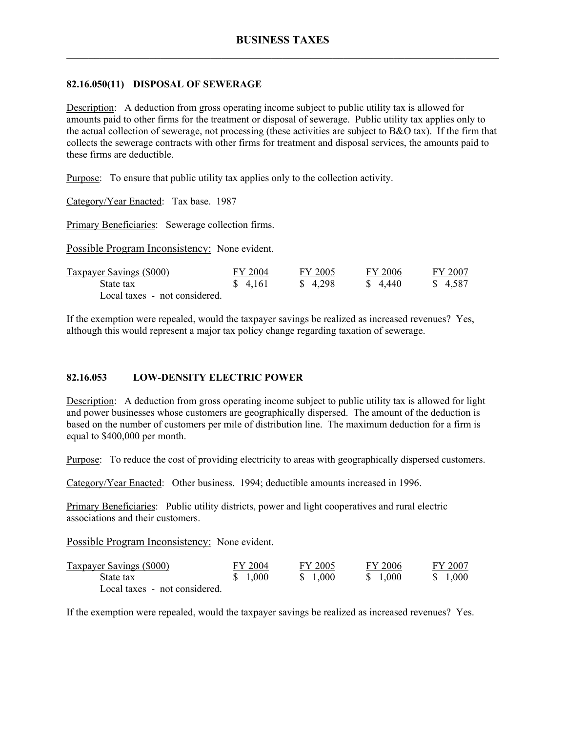## 82.16.050(11) DISPOSAL OF SEWERAGE

Description: A deduction from gross operating income subject to public utility tax is allowed for amounts paid to other firms for the treatment or disposal of sewerage. Public utility tax applies only to the actual collection of sewerage, not processing (these activities are subject to B&O tax). If the firm that collects the sewerage contracts with other firms for treatment and disposal services, the amounts paid to these firms are deductible.

Purpose: To ensure that public utility tax applies only to the collection activity.

Category/Year Enacted: Tax base. 1987

Primary Beneficiaries: Sewerage collection firms.

Possible Program Inconsistency: None evident.

| Taxpayer Savings ($000) | FY 2004 | FY 2005 | FY 2006 | FY 2007 |
|---|---|---|---|---|
| State tax | $ 4,161 | $ 4,298 | $ 4,440 | $ 4,587 |
| Local taxes - not considered. | | | | |

If the exemption were repealed, would the taxpayer savings be realized as increased revenues? Yes, although this would represent a major tax policy change regarding taxation of sewerage.

## 82.16.053 LOW-DENSITY ELECTRIC POWER

Description: A deduction from gross operating income subject to public utility tax is allowed for light and power businesses whose customers are geographically dispersed. The amount of the deduction is based on the number of customers per mile of distribution line. The maximum deduction for a firm is equal to $400,000 per month.

Purpose: To reduce the cost of providing electricity to areas with geographically dispersed customers.

Category/Year Enacted: Other business. 1994; deductible amounts increased in 1996.

Primary Beneficiaries: Public utility districts, power and light cooperatives and rural electric associations and their customers.

Possible Program Inconsistency: None evident.

| Taxpayer Savings ($000) | FY 2004 | FY 2005 | FY 2006 | FY 2007 |
|---|---|---|---|---|
| State tax | $ 1,000 | $ 1,000 | $ 1,000 | $ 1,000 |
| Local taxes - not considered. | | | | |

If the exemption were repealed, would the taxpayer savings be realized as increased revenues? Yes.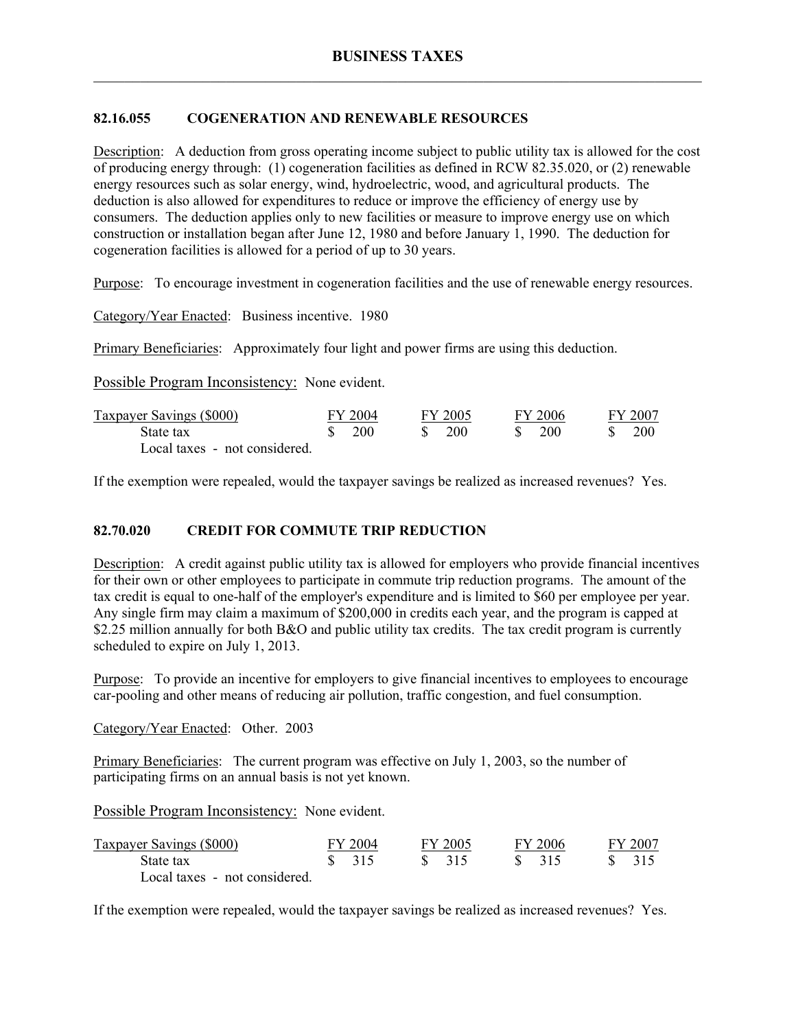## 82.16.055 COGENERATION AND RENEWABLE RESOURCES

Description: A deduction from gross operating income subject to public utility tax is allowed for the cost of producing energy through: (1) cogeneration facilities as defined in RCW 82.35.020, or (2) renewable energy resources such as solar energy, wind, hydroelectric, wood, and agricultural products. The deduction is also allowed for expenditures to reduce or improve the efficiency of energy use by consumers. The deduction applies only to new facilities or measure to improve energy use on which construction or installation began after June 12, 1980 and before January 1, 1990. The deduction for cogeneration facilities is allowed for a period of up to 30 years.

Purpose: To encourage investment in cogeneration facilities and the use of renewable energy resources.

Category/Year Enacted: Business incentive. 1980

Primary Beneficiaries: Approximately four light and power firms are using this deduction.

Possible Program Inconsistency: None evident.

| Taxpayer Savings ($000) | FY 2004 | FY 2005 | FY 2006 | FY 2007 |
|---|---|---|---|---|
| State tax | $ 200 | $ 200 | $ 200 | $ 200 |
| Local taxes - not considered. | | | | |

If the exemption were repealed, would the taxpayer savings be realized as increased revenues? Yes.

## 82.70.020 CREDIT FOR COMMUTE TRIP REDUCTION

Description: A credit against public utility tax is allowed for employers who provide financial incentives for their own or other employees to participate in commute trip reduction programs. The amount of the tax credit is equal to one-half of the employer's expenditure and is limited to $60 per employee per year. Any single firm may claim a maximum of $200,000 in credits each year, and the program is capped at $2.25 million annually for both B&O and public utility tax credits. The tax credit program is currently scheduled to expire on July 1, 2013.

Purpose: To provide an incentive for employers to give financial incentives to employees to encourage car-pooling and other means of reducing air pollution, traffic congestion, and fuel consumption.

Category/Year Enacted: Other. 2003

Primary Beneficiaries: The current program was effective on July 1, 2003, so the number of participating firms on an annual basis is not yet known.

Possible Program Inconsistency: None evident.

| Taxpayer Savings ($000) | FY 2004 | FY 2005 | FY 2006 | FY 2007 |
|---|---|---|---|---|
| State tax | $ 315 | $ 315 | $ 315 | $ 315 |
| Local taxes - not considered. | | | | |

If the exemption were repealed, would the taxpayer savings be realized as increased revenues? Yes.